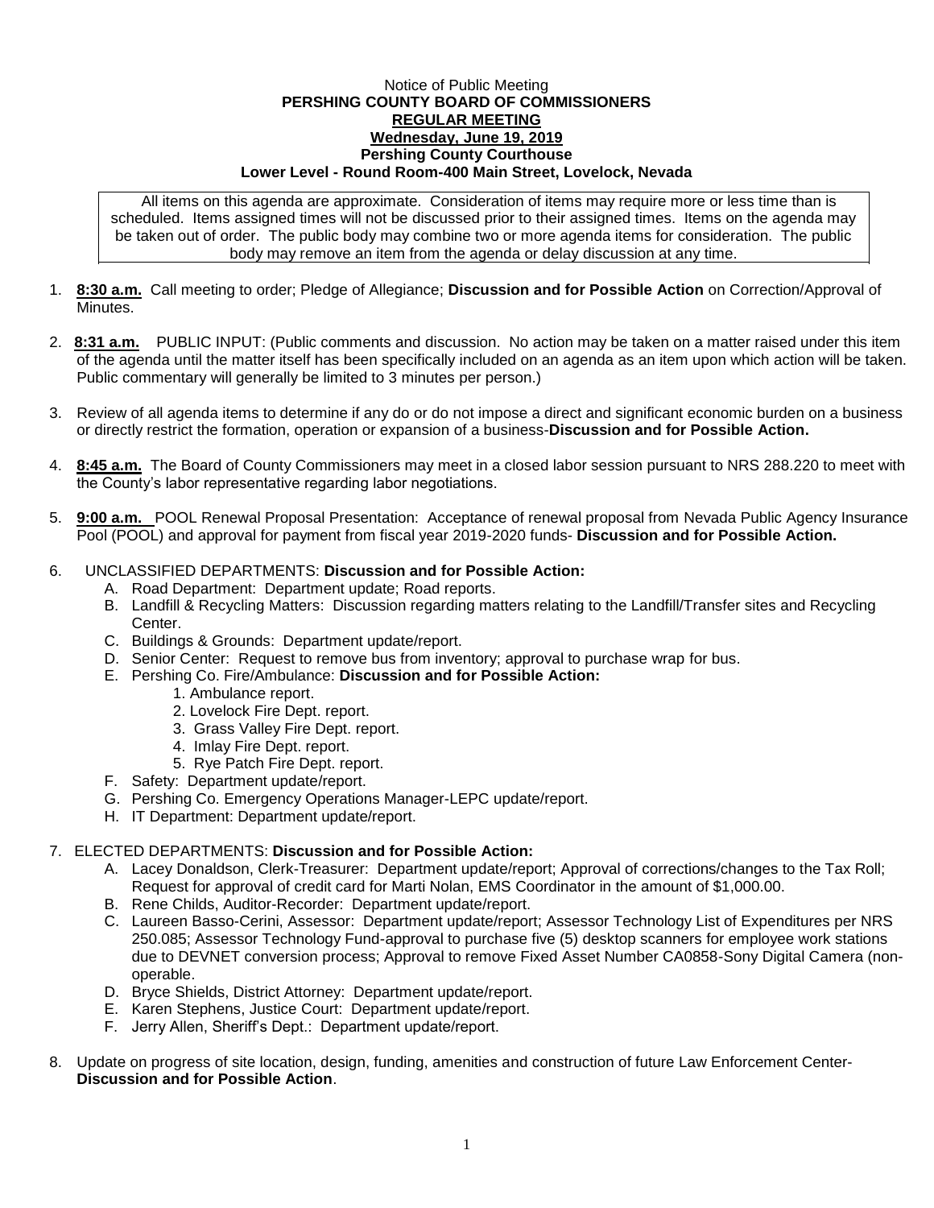Notice of Public Meeting

**PERSHING COUNTY BOARD OF COMMISSIONERS**

**REGULAR MEETING**

**Wednesday, June 19, 2019**

**Pershing County Courthouse**

**Lower Level - Round Room-400 Main Street, Lovelock, Nevada**

All items on this agenda are approximate. Consideration of items may require more or less time than is scheduled. Items assigned times will not be discussed prior to their assigned times. Items on the agenda may be taken out of order. The public body may combine two or more agenda items for consideration. The public body may remove an item from the agenda or delay discussion at any time.

1. **8:30 a.m.** Call meeting to order; Pledge of Allegiance; **Discussion and for Possible Action** on Correction/Approval of Minutes.

2. **8:31 a.m.** PUBLIC INPUT: (Public comments and discussion. No action may be taken on a matter raised under this item of the agenda until the matter itself has been specifically included on an agenda as an item upon which action will be taken. Public commentary will generally be limited to 3 minutes per person.)

3. Review of all agenda items to determine if any do or do not impose a direct and significant economic burden on a business or directly restrict the formation, operation or expansion of a business-**Discussion and for Possible Action.**

4. **8:45 a.m.** The Board of County Commissioners may meet in a closed labor session pursuant to NRS 288.220 to meet with the County's labor representative regarding labor negotiations.

5. **9:00 a.m.** POOL Renewal Proposal Presentation: Acceptance of renewal proposal from Nevada Public Agency Insurance Pool (POOL) and approval for payment from fiscal year 2019-2020 funds- **Discussion and for Possible Action.**

6. UNCLASSIFIED DEPARTMENTS: **Discussion and for Possible Action:**
   - A. Road Department: Department update; Road reports.
   - B. Landfill & Recycling Matters: Discussion regarding matters relating to the Landfill/Transfer sites and Recycling Center.
   - C. Buildings & Grounds: Department update/report.
   - D. Senior Center: Request to remove bus from inventory; approval to purchase wrap for bus.
   - E. Pershing Co. Fire/Ambulance: **Discussion and for Possible Action:**
     1. Ambulance report.
     2. Lovelock Fire Dept. report.
     3. Grass Valley Fire Dept. report.
     4. Imlay Fire Dept. report.
     5. Rye Patch Fire Dept. report.
   - F. Safety: Department update/report.
   - G. Pershing Co. Emergency Operations Manager-LEPC update/report.
   - H. IT Department: Department update/report.

7. ELECTED DEPARTMENTS: **Discussion and for Possible Action:**
   - A. Lacey Donaldson, Clerk-Treasurer: Department update/report; Approval of corrections/changes to the Tax Roll; Request for approval of credit card for Marti Nolan, EMS Coordinator in the amount of $1,000.00.
   - B. Rene Childs, Auditor-Recorder: Department update/report.
   - C. Laureen Basso-Cerini, Assessor: Department update/report; Assessor Technology List of Expenditures per NRS 250.085; Assessor Technology Fund-approval to purchase five (5) desktop scanners for employee work stations due to DEVNET conversion process; Approval to remove Fixed Asset Number CA0858-Sony Digital Camera (non-operable.
   - D. Bryce Shields, District Attorney: Department update/report.
   - E. Karen Stephens, Justice Court: Department update/report.
   - F. Jerry Allen, Sheriff's Dept.: Department update/report.

8. Update on progress of site location, design, funding, amenities and construction of future Law Enforcement Center-**Discussion and for Possible Action**.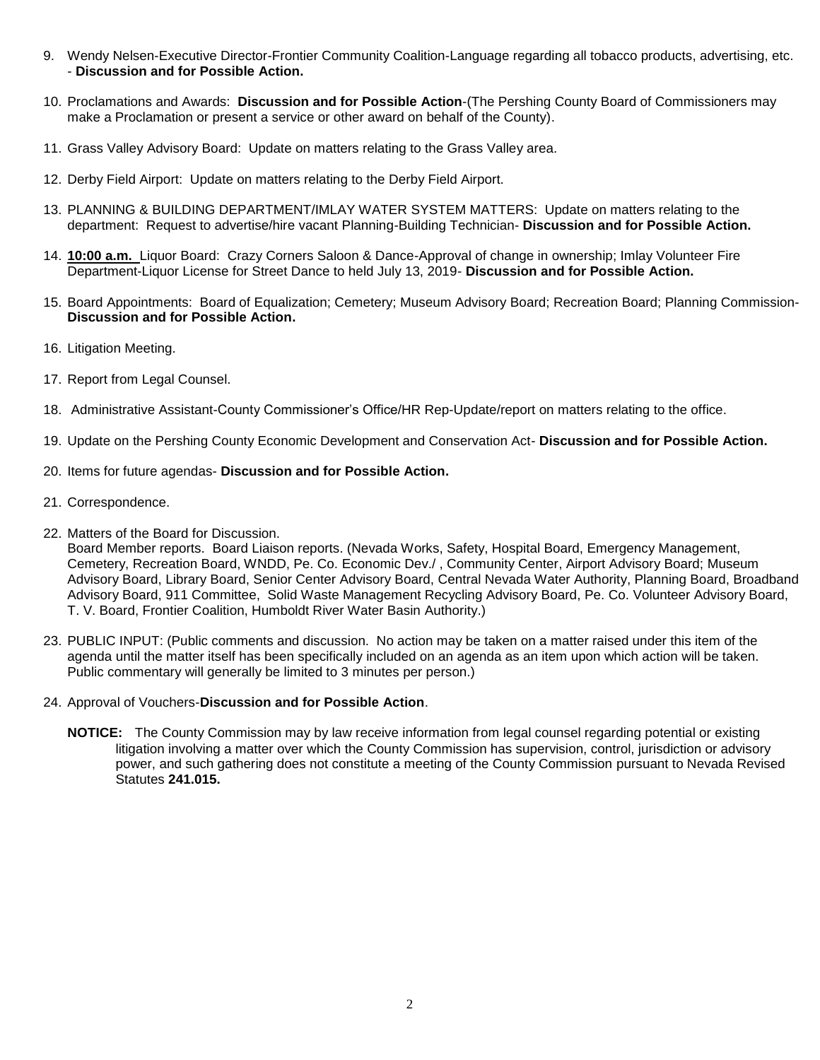9. Wendy Nelsen-Executive Director-Frontier Community Coalition-Language regarding all tobacco products, advertising, etc. - **Discussion and for Possible Action.**

10. Proclamations and Awards: **Discussion and for Possible Action**-(The Pershing County Board of Commissioners may make a Proclamation or present a service or other award on behalf of the County).

11. Grass Valley Advisory Board: Update on matters relating to the Grass Valley area.

12. Derby Field Airport: Update on matters relating to the Derby Field Airport.

13. PLANNING & BUILDING DEPARTMENT/IMLAY WATER SYSTEM MATTERS: Update on matters relating to the department: Request to advertise/hire vacant Planning-Building Technician- **Discussion and for Possible Action.**

14. **10:00 a.m.** Liquor Board: Crazy Corners Saloon & Dance-Approval of change in ownership; Imlay Volunteer Fire Department-Liquor License for Street Dance to held July 13, 2019- **Discussion and for Possible Action.**

15. Board Appointments: Board of Equalization; Cemetery; Museum Advisory Board; Recreation Board; Planning Commission- **Discussion and for Possible Action.**

16. Litigation Meeting.

17. Report from Legal Counsel.

18. Administrative Assistant-County Commissioner's Office/HR Rep-Update/report on matters relating to the office.

19. Update on the Pershing County Economic Development and Conservation Act- **Discussion and for Possible Action.**

20. Items for future agendas- **Discussion and for Possible Action.**

21. Correspondence.

22. Matters of the Board for Discussion.
    Board Member reports. Board Liaison reports. (Nevada Works, Safety, Hospital Board, Emergency Management, Cemetery, Recreation Board, WNDD, Pe. Co. Economic Dev./ , Community Center, Airport Advisory Board; Museum Advisory Board, Library Board, Senior Center Advisory Board, Central Nevada Water Authority, Planning Board, Broadband Advisory Board, 911 Committee, Solid Waste Management Recycling Advisory Board, Pe. Co. Volunteer Advisory Board, T. V. Board, Frontier Coalition, Humboldt River Water Basin Authority.)

23. PUBLIC INPUT: (Public comments and discussion. No action may be taken on a matter raised under this item of the agenda until the matter itself has been specifically included on an agenda as an item upon which action will be taken. Public commentary will generally be limited to 3 minutes per person.)

24. Approval of Vouchers-**Discussion and for Possible Action**.

    **NOTICE:** The County Commission may by law receive information from legal counsel regarding potential or existing litigation involving a matter over which the County Commission has supervision, control, jurisdiction or advisory power, and such gathering does not constitute a meeting of the County Commission pursuant to Nevada Revised Statutes **241.015.**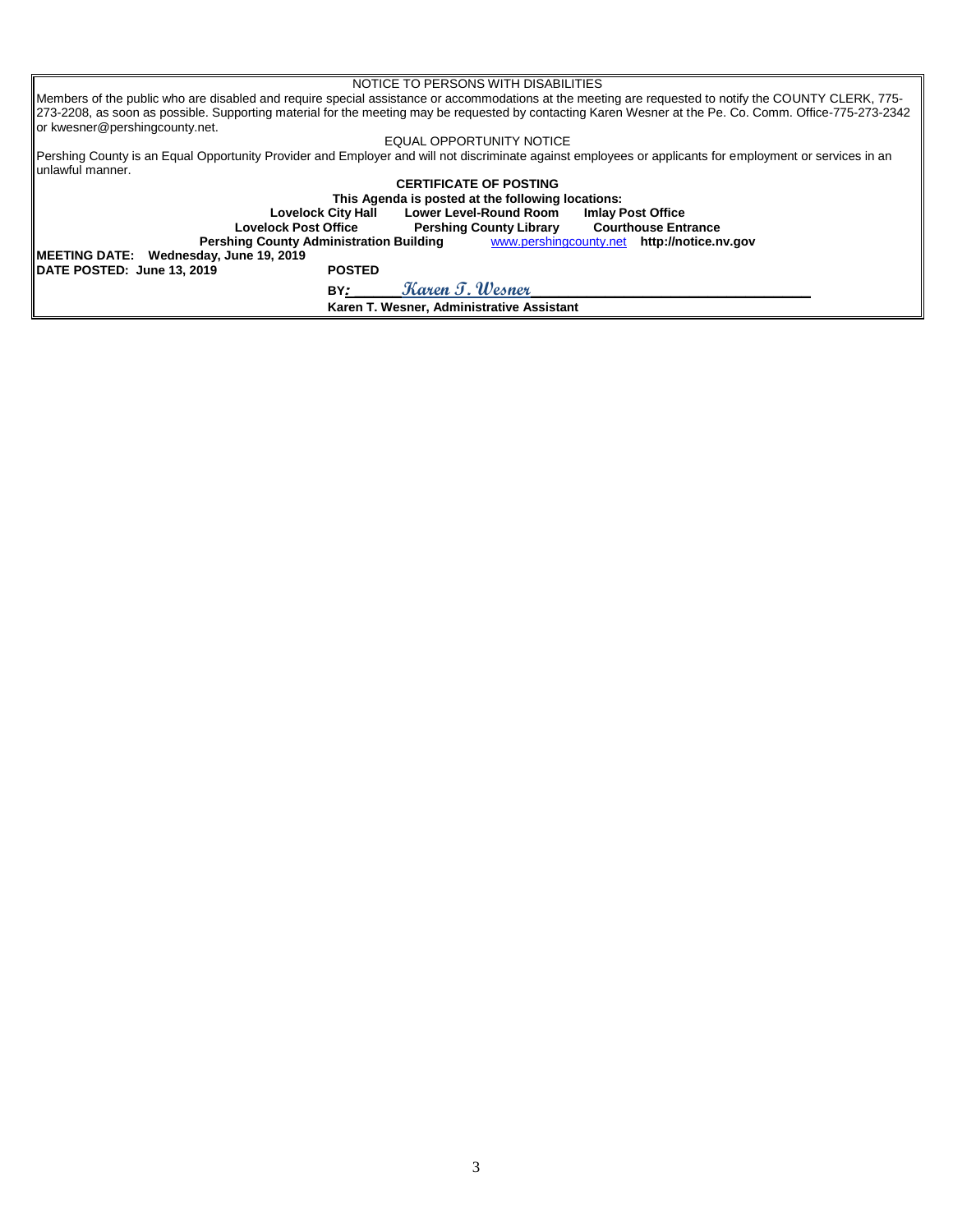NOTICE TO PERSONS WITH DISABILITIES

Members of the public who are disabled and require special assistance or accommodations at the meeting are requested to notify the COUNTY CLERK, 775-273-2208, as soon as possible. Supporting material for the meeting may be requested by contacting Karen Wesner at the Pe. Co. Comm. Office-775-273-2342 or kwesner@pershingcounty.net.

EQUAL OPPORTUNITY NOTICE

Pershing County is an Equal Opportunity Provider and Employer and will not discriminate against employees or applicants for employment or services in an unlawful manner.

**CERTIFICATE OF POSTING**

**This Agenda is posted at the following locations:**

**Lovelock City Hall Lower Level-Round Room Imlay Post Office**

**Lovelock Post Office Pershing County Library Courthouse Entrance**

**Pershing County Administration Building** www.pershingcounty.net **http://notice.nv.gov**

**MEETING DATE: Wednesday, June 19, 2019**

**DATE POSTED: June 13, 2019** **POSTED**

**BY:** *Karen T. Wesner*

**Karen T. Wesner, Administrative Assistant**